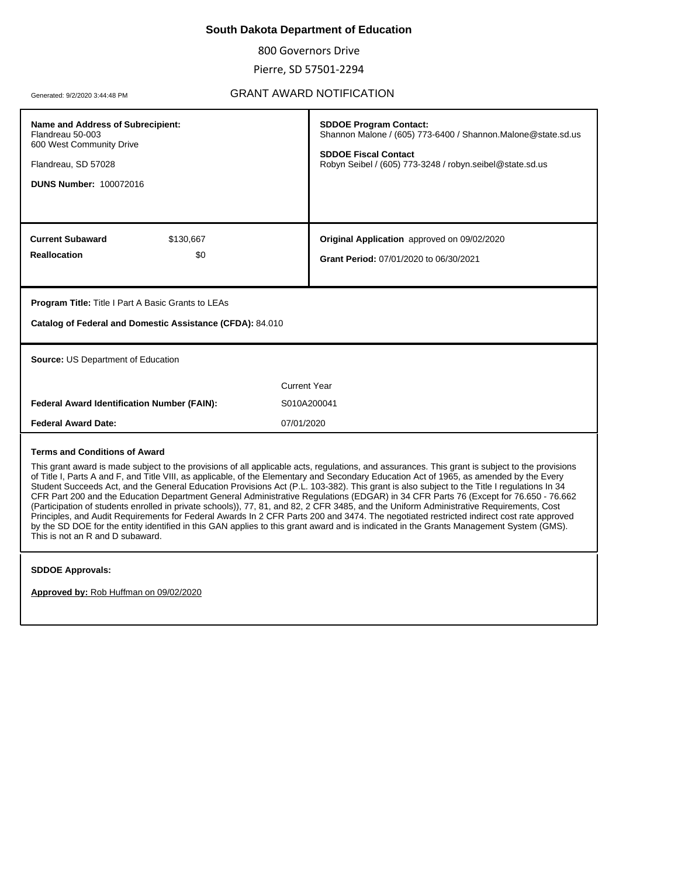# South Dakota Department of Education

800 Governors Drive

Pierre, SD 57501-2294

Generated: 9/2/2020 3:44:48 PM

## GRANT AWARD NOTIFICATION

**Name and Address of Subrecipient:**
Flandreau 50-003
600 West Community Drive

Flandreau, SD 57028

**DUNS Number:** 100072016

**SDDOE Program Contact:**
Shannon Malone / (605) 773-6400 / Shannon.Malone@state.sd.us

**SDDOE Fiscal Contact**
Robyn Seibel / (605) 773-3248 / robyn.seibel@state.sd.us

| | |
|---|---|
| **Current Subaward** | $130,667 |
| **Reallocation** | $0 |

**Original Application** approved on 09/02/2020

**Grant Period:** 07/01/2020 to 06/30/2021

**Program Title:** Title I Part A Basic Grants to LEAs

**Catalog of Federal and Domestic Assistance (CFDA):** 84.010

**Source:** US Department of Education

| | Current Year |
|---|---|
| **Federal Award Identification Number (FAIN):** | S010A200041 |
| **Federal Award Date:** | 07/01/2020 |

**Terms and Conditions of Award**

This grant award is made subject to the provisions of all applicable acts, regulations, and assurances. This grant is subject to the provisions of Title I, Parts A and F, and Title VIII, as applicable, of the Elementary and Secondary Education Act of 1965, as amended by the Every Student Succeeds Act, and the General Education Provisions Act (P.L. 103-382). This grant is also subject to the Title I regulations In 34 CFR Part 200 and the Education Department General Administrative Regulations (EDGAR) in 34 CFR Parts 76 (Except for 76.650 - 76.662 (Participation of students enrolled in private schools)), 77, 81, and 82, 2 CFR 3485, and the Uniform Administrative Requirements, Cost Principles, and Audit Requirements for Federal Awards In 2 CFR Parts 200 and 3474. The negotiated restricted indirect cost rate approved by the SD DOE for the entity identified in this GAN applies to this grant award and is indicated in the Grants Management System (GMS). This is not an R and D subaward.

**SDDOE Approvals:**

**Approved by:** Rob Huffman on 09/02/2020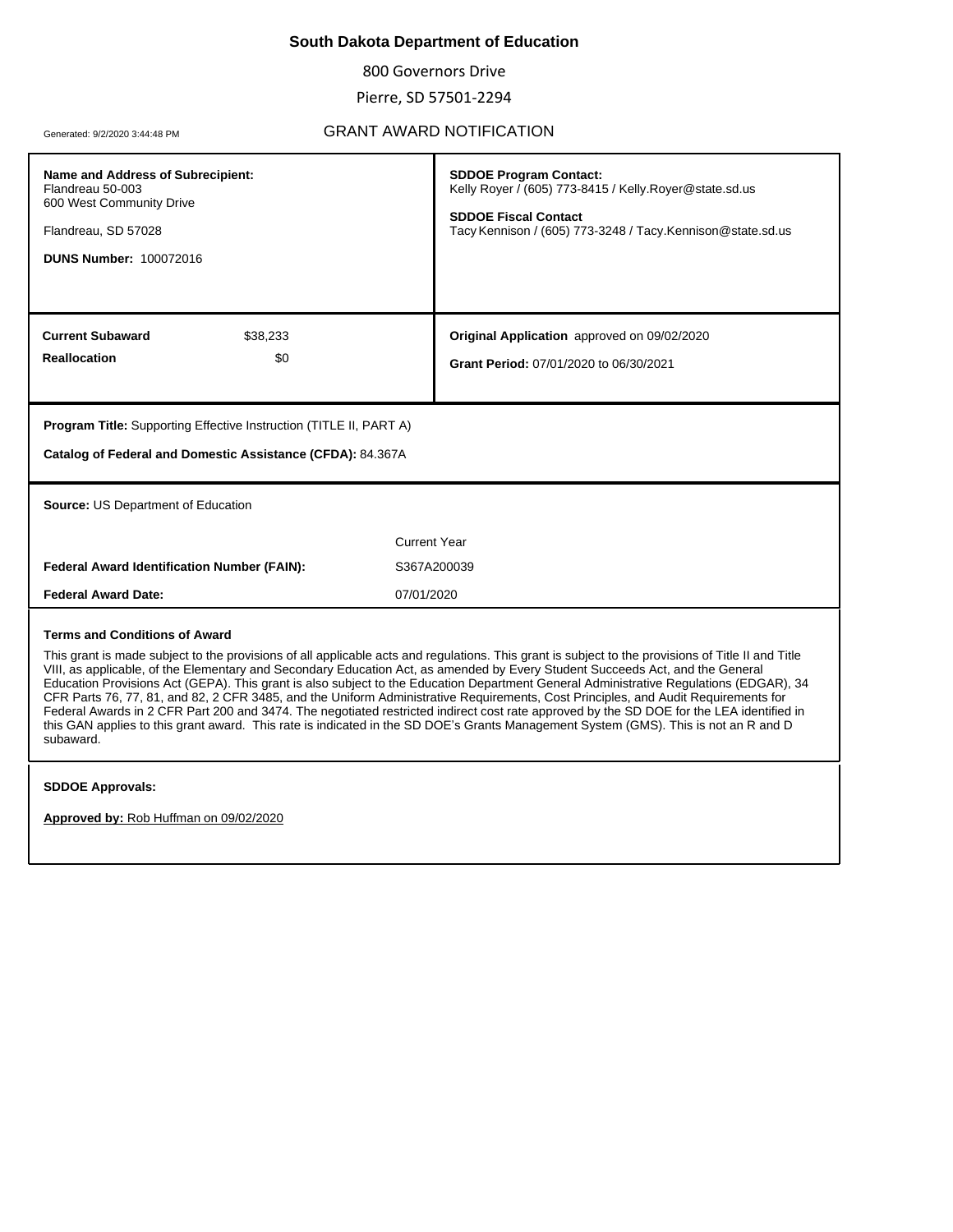# South Dakota Department of Education

800 Governors Drive

Pierre, SD 57501-2294

Generated: 9/2/2020 3:44:48 PM

## GRANT AWARD NOTIFICATION

**Name and Address of Subrecipient:**
Flandreau 50-003
600 West Community Drive

Flandreau, SD 57028

**DUNS Number:** 100072016

**SDDOE Program Contact:**
Kelly Royer / (605) 773-8415 / Kelly.Royer@state.sd.us

**SDDOE Fiscal Contact**
Tacy Kennison / (605) 773-3248 / Tacy.Kennison@state.sd.us

| | |
|---|---|
| **Current Subaward** | $38,233 |
| **Reallocation** | $0 |

**Original Application** approved on 09/02/2020

**Grant Period:** 07/01/2020 to 06/30/2021

**Program Title:** Supporting Effective Instruction (TITLE II, PART A)

**Catalog of Federal and Domestic Assistance (CFDA):** 84.367A

**Source:** US Department of Education

| | Current Year |
|---|---|
| **Federal Award Identification Number (FAIN):** | S367A200039 |
| **Federal Award Date:** | 07/01/2020 |

**Terms and Conditions of Award**

This grant is made subject to the provisions of all applicable acts and regulations. This grant is subject to the provisions of Title II and Title VIII, as applicable, of the Elementary and Secondary Education Act, as amended by Every Student Succeeds Act, and the General Education Provisions Act (GEPA). This grant is also subject to the Education Department General Administrative Regulations (EDGAR), 34 CFR Parts 76, 77, 81, and 82, 2 CFR 3485, and the Uniform Administrative Requirements, Cost Principles, and Audit Requirements for Federal Awards in 2 CFR Part 200 and 3474. The negotiated restricted indirect cost rate approved by the SD DOE for the LEA identified in this GAN applies to this grant award. This rate is indicated in the SD DOE's Grants Management System (GMS). This is not an R and D subaward.

**SDDOE Approvals:**

**Approved by:** Rob Huffman on 09/02/2020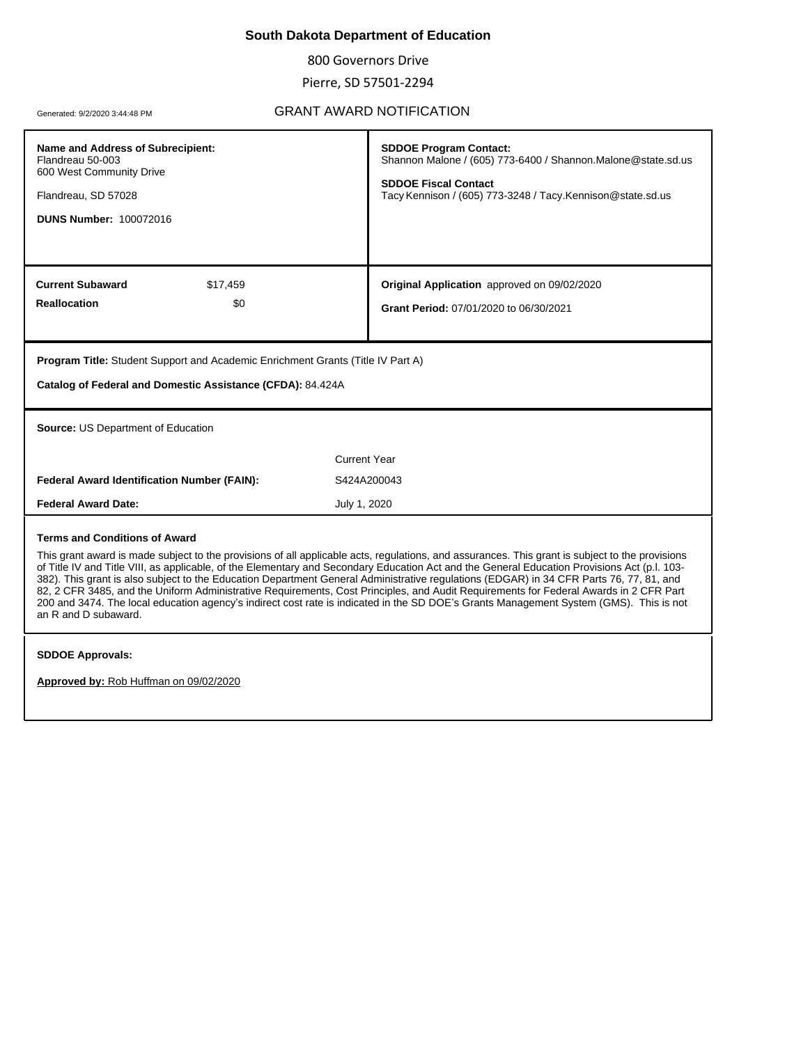# South Dakota Department of Education

800 Governors Drive

Pierre, SD 57501-2294

Generated: 9/2/2020 3:44:48 PM

## GRANT AWARD NOTIFICATION

**Name and Address of Subrecipient:**
Flandreau 50-003
600 West Community Drive

Flandreau, SD 57028

**DUNS Number:** 100072016

**SDDOE Program Contact:**
Shannon Malone / (605) 773-6400 / Shannon.Malone@state.sd.us

**SDDOE Fiscal Contact**
Tacy Kennison / (605) 773-3248 / Tacy.Kennison@state.sd.us

| | |
|---|---|
| **Current Subaward** | $17,459 |
| **Reallocation** | $0 |

**Original Application** approved on 09/02/2020

**Grant Period:** 07/01/2020 to 06/30/2021

**Program Title:** Student Support and Academic Enrichment Grants (Title IV Part A)

**Catalog of Federal and Domestic Assistance (CFDA):** 84.424A

**Source:** US Department of Education

| | Current Year |
|---|---|
| **Federal Award Identification Number (FAIN):** | S424A200043 |
| **Federal Award Date:** | July 1, 2020 |

**Terms and Conditions of Award**

This grant award is made subject to the provisions of all applicable acts, regulations, and assurances. This grant is subject to the provisions of Title IV and Title VIII, as applicable, of the Elementary and Secondary Education Act and the General Education Provisions Act (p.l. 103-382). This grant is also subject to the Education Department General Administrative regulations (EDGAR) in 34 CFR Parts 76, 77, 81, and 82, 2 CFR 3485, and the Uniform Administrative Requirements, Cost Principles, and Audit Requirements for Federal Awards in 2 CFR Part 200 and 3474. The local education agency's indirect cost rate is indicated in the SD DOE's Grants Management System (GMS). This is not an R and D subaward.

**SDDOE Approvals:**

**Approved by:** Rob Huffman on 09/02/2020